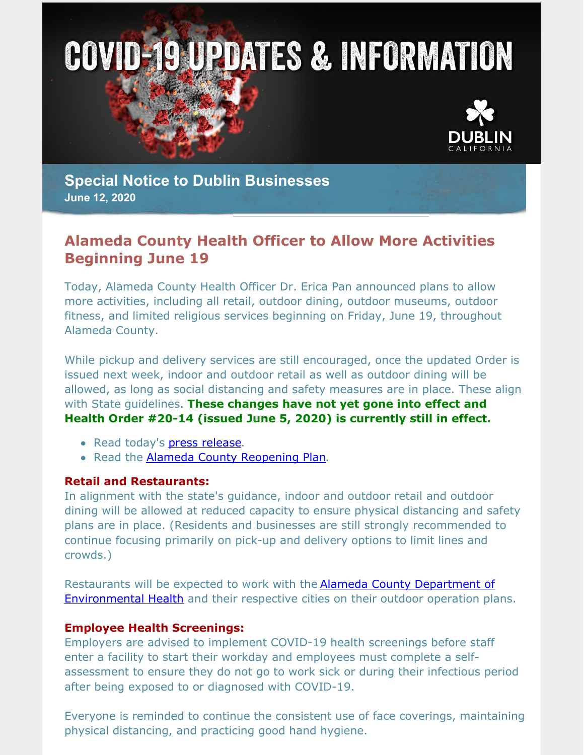# COVID-19 UPDATES & INFORMATION

DUBLIN
CALIFORNIA

## Special Notice to Dublin Businesses

**June 12, 2020**

## Alameda County Health Officer to Allow More Activities Beginning June 19

Today, Alameda County Health Officer Dr. Erica Pan announced plans to allow more activities, including all retail, outdoor dining, outdoor museums, outdoor fitness, and limited religious services beginning on Friday, June 19, throughout Alameda County.

While pickup and delivery services are still encouraged, once the updated Order is issued next week, indoor and outdoor retail as well as outdoor dining will be allowed, as long as social distancing and safety measures are in place. These align with State guidelines. **These changes have not yet gone into effect and Health Order #20-14 (issued June 5, 2020) is currently still in effect.**

- Read today's press release.
- Read the Alameda County Reopening Plan.

**Retail and Restaurants:**
In alignment with the state's guidance, indoor and outdoor retail and outdoor dining will be allowed at reduced capacity to ensure physical distancing and safety plans are in place. (Residents and businesses are still strongly recommended to continue focusing primarily on pick-up and delivery options to limit lines and crowds.)

Restaurants will be expected to work with the Alameda County Department of Environmental Health and their respective cities on their outdoor operation plans.

**Employee Health Screenings:**
Employers are advised to implement COVID-19 health screenings before staff enter a facility to start their workday and employees must complete a self-assessment to ensure they do not go to work sick or during their infectious period after being exposed to or diagnosed with COVID-19.

Everyone is reminded to continue the consistent use of face coverings, maintaining physical distancing, and practicing good hand hygiene.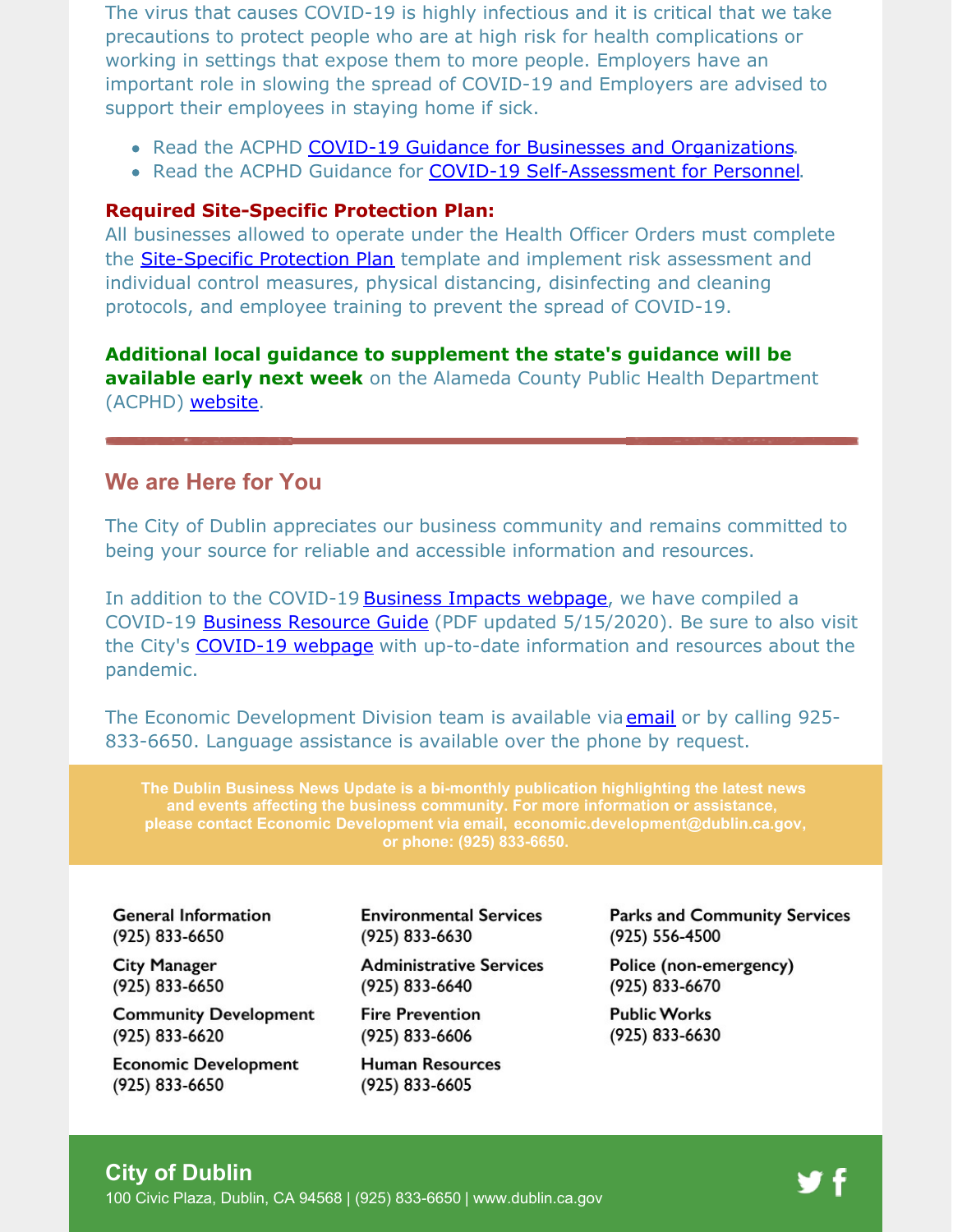The virus that causes COVID-19 is highly infectious and it is critical that we take precautions to protect people who are at high risk for health complications or working in settings that expose them to more people. Employers have an important role in slowing the spread of COVID-19 and Employers are advised to support their employees in staying home if sick.

- Read the ACPHD COVID-19 Guidance for Businesses and Organizations.
- Read the ACPHD Guidance for COVID-19 Self-Assessment for Personnel.

**Required Site-Specific Protection Plan:**
All businesses allowed to operate under the Health Officer Orders must complete the Site-Specific Protection Plan template and implement risk assessment and individual control measures, physical distancing, disinfecting and cleaning protocols, and employee training to prevent the spread of COVID-19.

**Additional local guidance to supplement the state's guidance will be available early next week** on the Alameda County Public Health Department (ACPHD) website.

## We are Here for You

The City of Dublin appreciates our business community and remains committed to being your source for reliable and accessible information and resources.

In addition to the COVID-19 Business Impacts webpage, we have compiled a COVID-19 Business Resource Guide (PDF updated 5/15/2020). Be sure to also visit the City's COVID-19 webpage with up-to-date information and resources about the pandemic.

The Economic Development Division team is available via email or by calling 925-833-6650. Language assistance is available over the phone by request.

**The Dublin Business News Update is a bi-monthly publication highlighting the latest news and events affecting the business community. For more information or assistance, please contact Economic Development via email, economic.development@dublin.ca.gov, or phone: (925) 833-6650.**

**General Information**
(925) 833-6650

**City Manager**
(925) 833-6650

**Community Development**
(925) 833-6620

**Economic Development**
(925) 833-6650

**Environmental Services**
(925) 833-6630

**Administrative Services**
(925) 833-6640

**Fire Prevention**
(925) 833-6606

**Human Resources**
(925) 833-6605

**Parks and Community Services**
(925) 556-4500

**Police (non-emergency)**
(925) 833-6670

**Public Works**
(925) 833-6630

**City of Dublin**
100 Civic Plaza, Dublin, CA 94568 | (925) 833-6650 | www.dublin.ca.gov